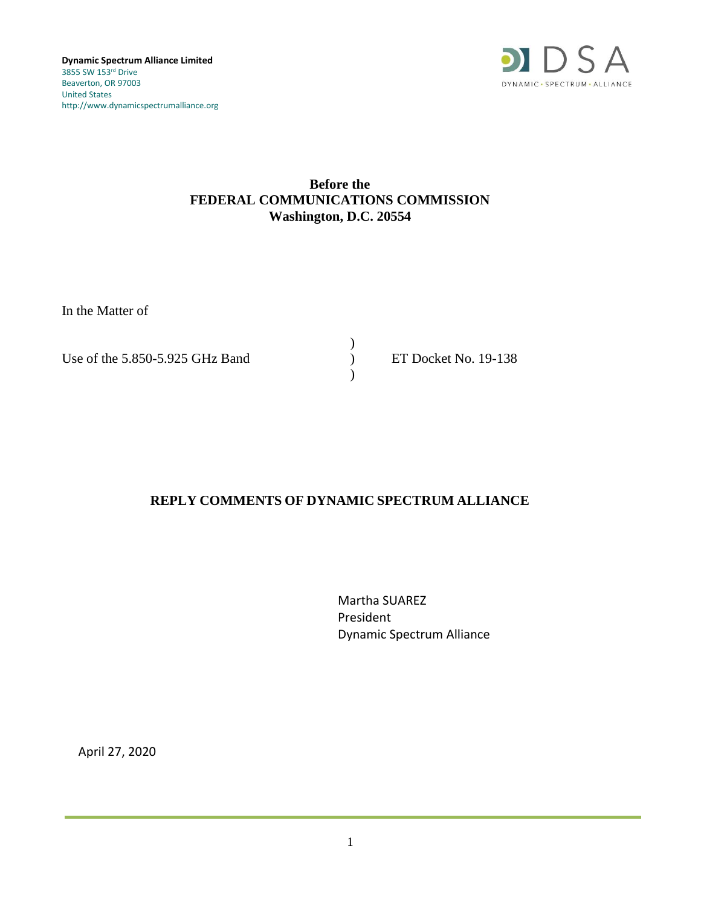**Dynamic Spectrum Alliance Limited**
3855 SW 153rd Drive
Beaverton, OR 97003
United States
http://www.dynamicspectrumalliance.org

DSA
DYNAMIC • SPECTRUM • ALLIANCE

**Before the**
**FEDERAL COMMUNICATIONS COMMISSION**
**Washington, D.C. 20554**

In the Matter of

Use of the 5.850-5.925 GHz Band ) ET Docket No. 19-138

## REPLY COMMENTS OF DYNAMIC SPECTRUM ALLIANCE

Martha SUAREZ
President
Dynamic Spectrum Alliance

April 27, 2020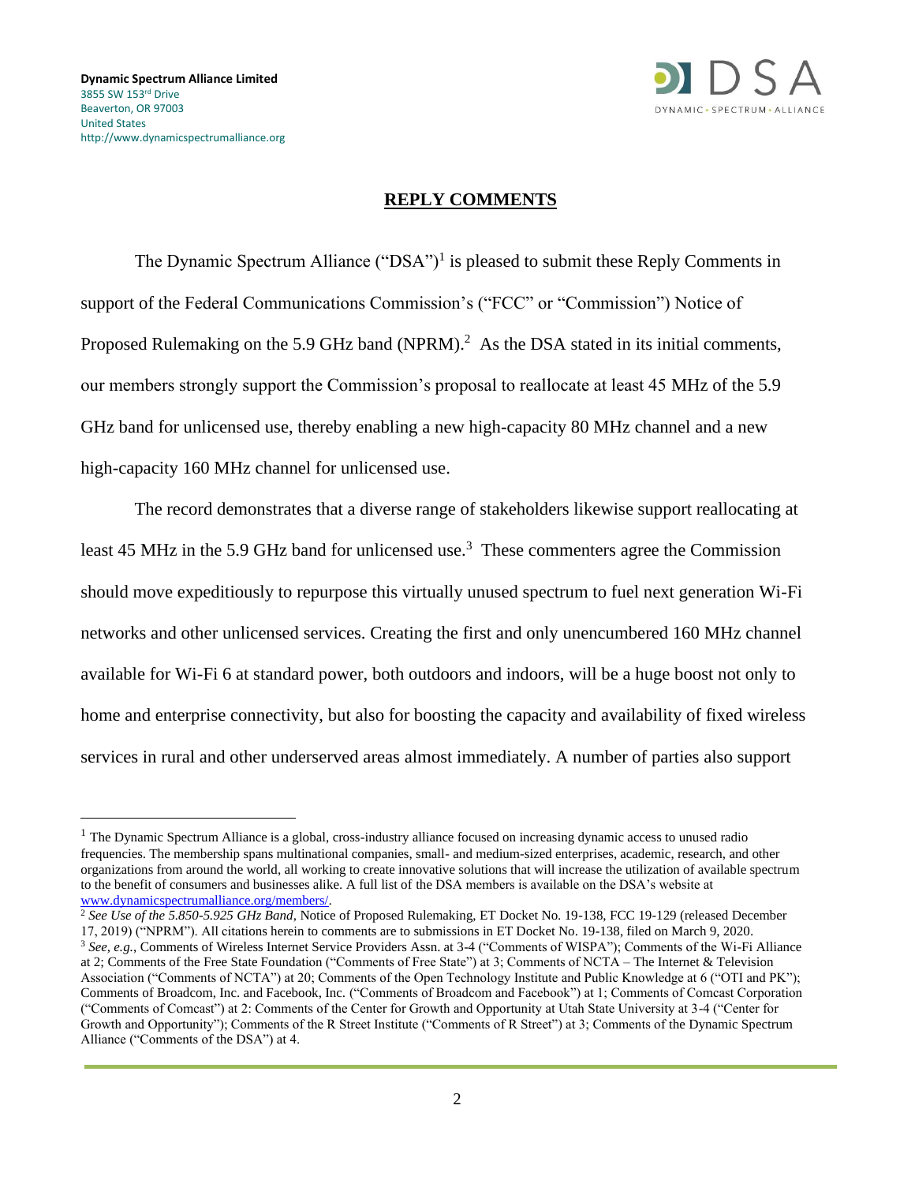**Dynamic Spectrum Alliance Limited**
3855 SW 153rd Drive
Beaverton, OR 97003
United States
http://www.dynamicspectrumalliance.org

DSA
DYNAMIC • SPECTRUM • ALLIANCE

## REPLY COMMENTS

The Dynamic Spectrum Alliance ("DSA")[1] is pleased to submit these Reply Comments in support of the Federal Communications Commission's ("FCC" or "Commission") Notice of Proposed Rulemaking on the 5.9 GHz band (NPRM).[2] As the DSA stated in its initial comments, our members strongly support the Commission's proposal to reallocate at least 45 MHz of the 5.9 GHz band for unlicensed use, thereby enabling a new high-capacity 80 MHz channel and a new high-capacity 160 MHz channel for unlicensed use.

The record demonstrates that a diverse range of stakeholders likewise support reallocating at least 45 MHz in the 5.9 GHz band for unlicensed use.[3] These commenters agree the Commission should move expeditiously to repurpose this virtually unused spectrum to fuel next generation Wi-Fi networks and other unlicensed services. Creating the first and only unencumbered 160 MHz channel available for Wi-Fi 6 at standard power, both outdoors and indoors, will be a huge boost not only to home and enterprise connectivity, but also for boosting the capacity and availability of fixed wireless services in rural and other underserved areas almost immediately. A number of parties also support

---

[1] The Dynamic Spectrum Alliance is a global, cross-industry alliance focused on increasing dynamic access to unused radio frequencies. The membership spans multinational companies, small- and medium-sized enterprises, academic, research, and other organizations from around the world, all working to create innovative solutions that will increase the utilization of available spectrum to the benefit of consumers and businesses alike. A full list of the DSA members is available on the DSA's website at www.dynamicspectrumalliance.org/members/.

[2] *See Use of the 5.850-5.925 GHz Band*, Notice of Proposed Rulemaking, ET Docket No. 19-138, FCC 19-129 (released December 17, 2019) ("NPRM"). All citations herein to comments are to submissions in ET Docket No. 19-138, filed on March 9, 2020.

[3] *See, e.g.*, Comments of Wireless Internet Service Providers Assn. at 3-4 ("Comments of WISPA"); Comments of the Wi-Fi Alliance at 2; Comments of the Free State Foundation ("Comments of Free State") at 3; Comments of NCTA – The Internet & Television Association ("Comments of NCTA") at 20; Comments of the Open Technology Institute and Public Knowledge at 6 ("OTI and PK"); Comments of Broadcom, Inc. and Facebook, Inc. ("Comments of Broadcom and Facebook") at 1; Comments of Comcast Corporation ("Comments of Comcast") at 2: Comments of the Center for Growth and Opportunity at Utah State University at 3-4 ("Center for Growth and Opportunity"); Comments of the R Street Institute ("Comments of R Street") at 3; Comments of the Dynamic Spectrum Alliance ("Comments of the DSA") at 4.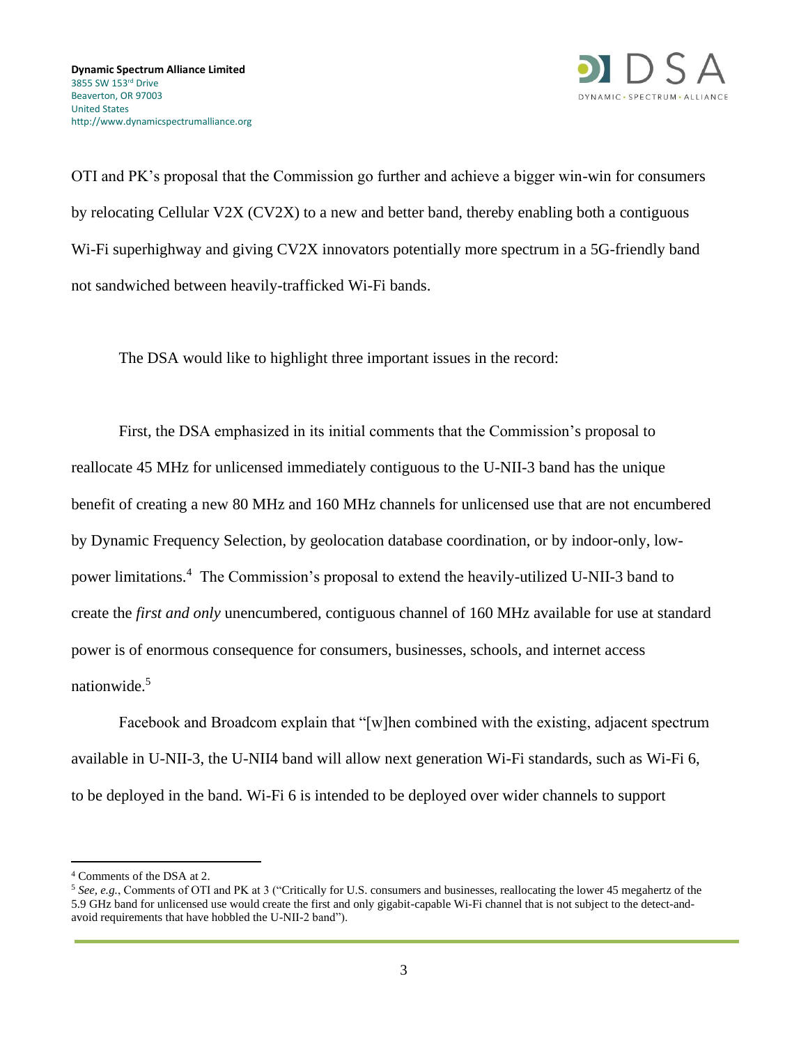OTI and PK's proposal that the Commission go further and achieve a bigger win-win for consumers by relocating Cellular V2X (CV2X) to a new and better band, thereby enabling both a contiguous Wi-Fi superhighway and giving CV2X innovators potentially more spectrum in a 5G-friendly band not sandwiched between heavily-trafficked Wi-Fi bands.

The DSA would like to highlight three important issues in the record:

First, the DSA emphasized in its initial comments that the Commission's proposal to reallocate 45 MHz for unlicensed immediately contiguous to the U-NII-3 band has the unique benefit of creating a new 80 MHz and 160 MHz channels for unlicensed use that are not encumbered by Dynamic Frequency Selection, by geolocation database coordination, or by indoor-only, low-power limitations.[4] The Commission's proposal to extend the heavily-utilized U-NII-3 band to create the *first and only* unencumbered, contiguous channel of 160 MHz available for use at standard power is of enormous consequence for consumers, businesses, schools, and internet access nationwide.[5]

Facebook and Broadcom explain that "[w]hen combined with the existing, adjacent spectrum available in U-NII-3, the U-NII4 band will allow next generation Wi-Fi standards, such as Wi-Fi 6, to be deployed in the band. Wi-Fi 6 is intended to be deployed over wider channels to support

---

[4] Comments of the DSA at 2.

[5] *See, e.g.*, Comments of OTI and PK at 3 ("Critically for U.S. consumers and businesses, reallocating the lower 45 megahertz of the 5.9 GHz band for unlicensed use would create the first and only gigabit-capable Wi-Fi channel that is not subject to the detect-and-avoid requirements that have hobbled the U-NII-2 band").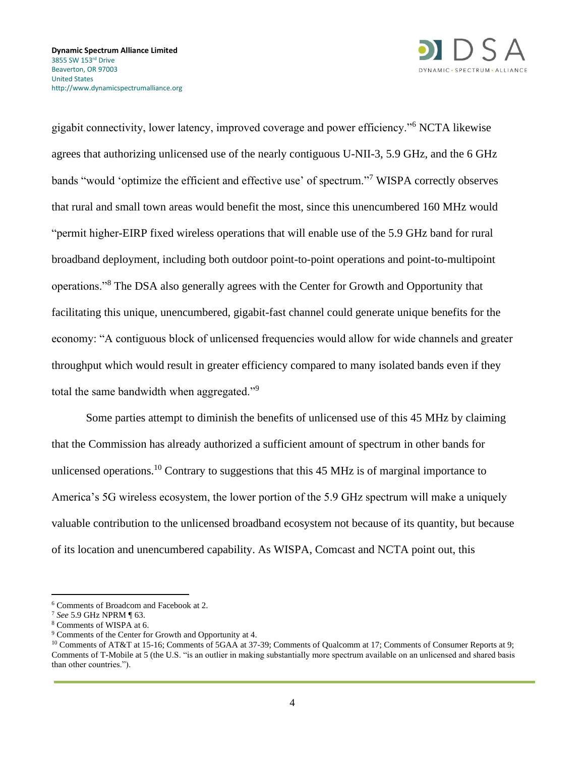gigabit connectivity, lower latency, improved coverage and power efficiency."[6] NCTA likewise agrees that authorizing unlicensed use of the nearly contiguous U-NII-3, 5.9 GHz, and the 6 GHz bands "would 'optimize the efficient and effective use' of spectrum."[7] WISPA correctly observes that rural and small town areas would benefit the most, since this unencumbered 160 MHz would "permit higher-EIRP fixed wireless operations that will enable use of the 5.9 GHz band for rural broadband deployment, including both outdoor point-to-point operations and point-to-multipoint operations."[8] The DSA also generally agrees with the Center for Growth and Opportunity that facilitating this unique, unencumbered, gigabit-fast channel could generate unique benefits for the economy: "A contiguous block of unlicensed frequencies would allow for wide channels and greater throughput which would result in greater efficiency compared to many isolated bands even if they total the same bandwidth when aggregated."[9]

Some parties attempt to diminish the benefits of unlicensed use of this 45 MHz by claiming that the Commission has already authorized a sufficient amount of spectrum in other bands for unlicensed operations.[10] Contrary to suggestions that this 45 MHz is of marginal importance to America's 5G wireless ecosystem, the lower portion of the 5.9 GHz spectrum will make a uniquely valuable contribution to the unlicensed broadband ecosystem not because of its quantity, but because of its location and unencumbered capability. As WISPA, Comcast and NCTA point out, this

---

[6] Comments of Broadcom and Facebook at 2.

[7] *See* 5.9 GHz NPRM ¶ 63.

[8] Comments of WISPA at 6.

[9] Comments of the Center for Growth and Opportunity at 4.

[10] Comments of AT&T at 15-16; Comments of 5GAA at 37-39; Comments of Qualcomm at 17; Comments of Consumer Reports at 9; Comments of T-Mobile at 5 (the U.S. "is an outlier in making substantially more spectrum available on an unlicensed and shared basis than other countries.").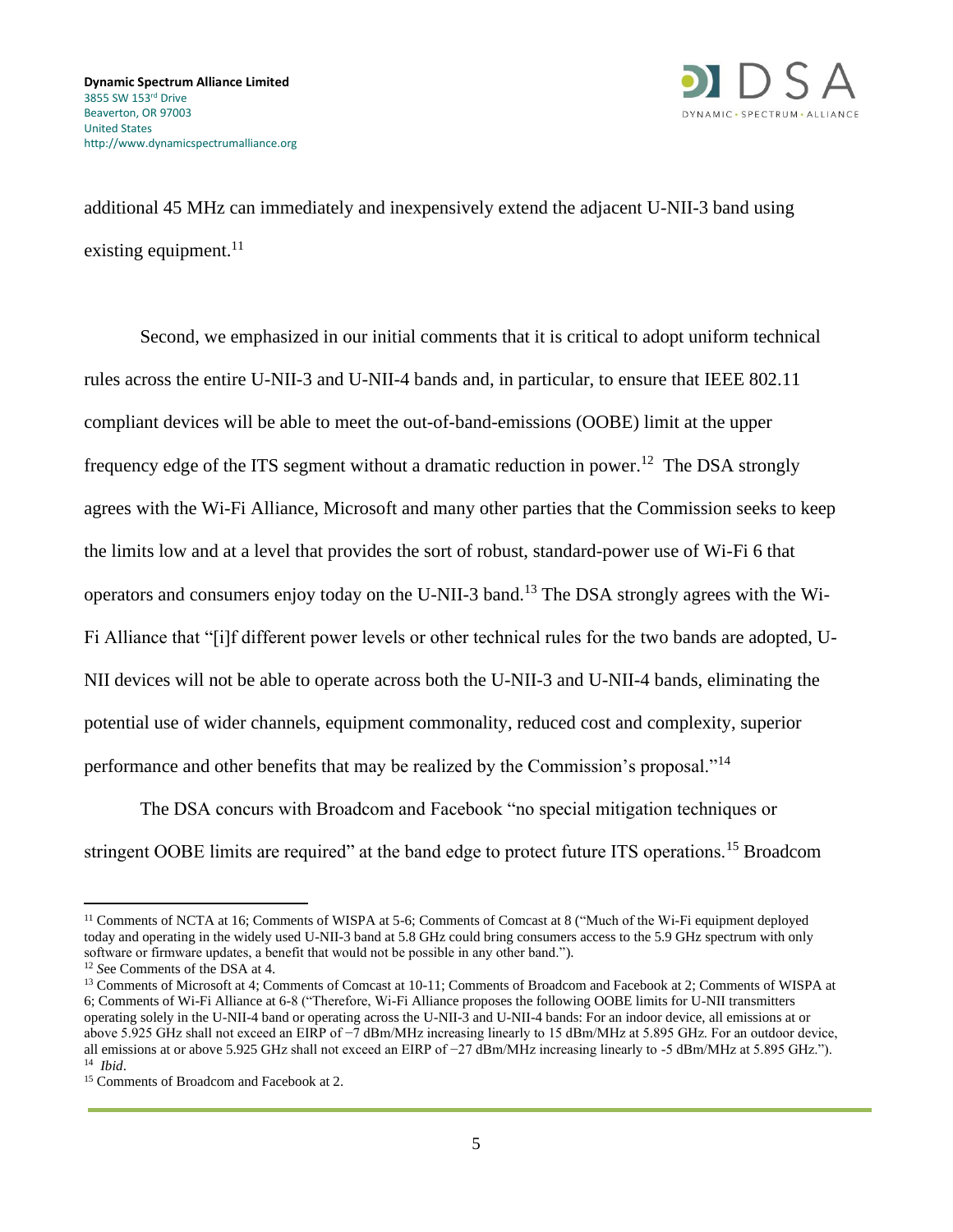additional 45 MHz can immediately and inexpensively extend the adjacent U-NII-3 band using existing equipment.[11]

Second, we emphasized in our initial comments that it is critical to adopt uniform technical rules across the entire U-NII-3 and U-NII-4 bands and, in particular, to ensure that IEEE 802.11 compliant devices will be able to meet the out-of-band-emissions (OOBE) limit at the upper frequency edge of the ITS segment without a dramatic reduction in power.[12] The DSA strongly agrees with the Wi-Fi Alliance, Microsoft and many other parties that the Commission seeks to keep the limits low and at a level that provides the sort of robust, standard-power use of Wi-Fi 6 that operators and consumers enjoy today on the U-NII-3 band.[13] The DSA strongly agrees with the Wi-Fi Alliance that "[i]f different power levels or other technical rules for the two bands are adopted, U-NII devices will not be able to operate across both the U-NII-3 and U-NII-4 bands, eliminating the potential use of wider channels, equipment commonality, reduced cost and complexity, superior performance and other benefits that may be realized by the Commission's proposal."[14]

The DSA concurs with Broadcom and Facebook "no special mitigation techniques or stringent OOBE limits are required" at the band edge to protect future ITS operations.[15] Broadcom

---

[11] Comments of NCTA at 16; Comments of WISPA at 5-6; Comments of Comcast at 8 ("Much of the Wi-Fi equipment deployed today and operating in the widely used U-NII-3 band at 5.8 GHz could bring consumers access to the 5.9 GHz spectrum with only software or firmware updates, a benefit that would not be possible in any other band.").

[12] *S*ee Comments of the DSA at 4.

[13] Comments of Microsoft at 4; Comments of Comcast at 10-11; Comments of Broadcom and Facebook at 2; Comments of WISPA at 6; Comments of Wi-Fi Alliance at 6-8 ("Therefore, Wi-Fi Alliance proposes the following OOBE limits for U-NII transmitters operating solely in the U-NII-4 band or operating across the U-NII-3 and U-NII-4 bands: For an indoor device, all emissions at or above 5.925 GHz shall not exceed an EIRP of −7 dBm/MHz increasing linearly to 15 dBm/MHz at 5.895 GHz. For an outdoor device, all emissions at or above 5.925 GHz shall not exceed an EIRP of −27 dBm/MHz increasing linearly to -5 dBm/MHz at 5.895 GHz.").

[14] *Ibid*.

[15] Comments of Broadcom and Facebook at 2.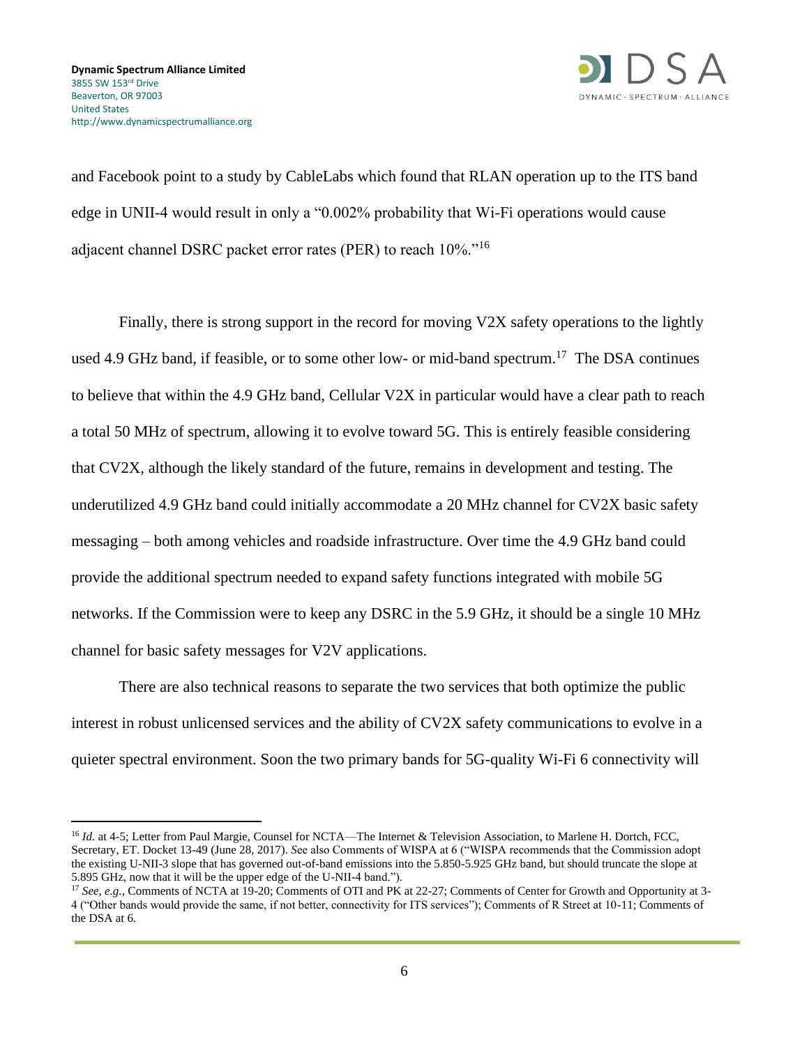and Facebook point to a study by CableLabs which found that RLAN operation up to the ITS band edge in UNII-4 would result in only a "0.002% probability that Wi-Fi operations would cause adjacent channel DSRC packet error rates (PER) to reach 10%."[16]

Finally, there is strong support in the record for moving V2X safety operations to the lightly used 4.9 GHz band, if feasible, or to some other low- or mid-band spectrum.[17] The DSA continues to believe that within the 4.9 GHz band, Cellular V2X in particular would have a clear path to reach a total 50 MHz of spectrum, allowing it to evolve toward 5G. This is entirely feasible considering that CV2X, although the likely standard of the future, remains in development and testing. The underutilized 4.9 GHz band could initially accommodate a 20 MHz channel for CV2X basic safety messaging – both among vehicles and roadside infrastructure. Over time the 4.9 GHz band could provide the additional spectrum needed to expand safety functions integrated with mobile 5G networks. If the Commission were to keep any DSRC in the 5.9 GHz, it should be a single 10 MHz channel for basic safety messages for V2V applications.

There are also technical reasons to separate the two services that both optimize the public interest in robust unlicensed services and the ability of CV2X safety communications to evolve in a quieter spectral environment. Soon the two primary bands for 5G-quality Wi-Fi 6 connectivity will

---

[16] *Id.* at 4-5; Letter from Paul Margie, Counsel for NCTA—The Internet & Television Association, to Marlene H. Dortch, FCC, Secretary, ET. Docket 13-49 (June 28, 2017). *S*ee also Comments of WISPA at 6 ("WISPA recommends that the Commission adopt the existing U-NII-3 slope that has governed out-of-band emissions into the 5.850-5.925 GHz band, but should truncate the slope at 5.895 GHz, now that it will be the upper edge of the U-NII-4 band.").

[17] *See, e.g.*, Comments of NCTA at 19-20; Comments of OTI and PK at 22-27; Comments of Center for Growth and Opportunity at 3-4 ("Other bands would provide the same, if not better, connectivity for ITS services"); Comments of R Street at 10-11; Comments of the DSA at 6.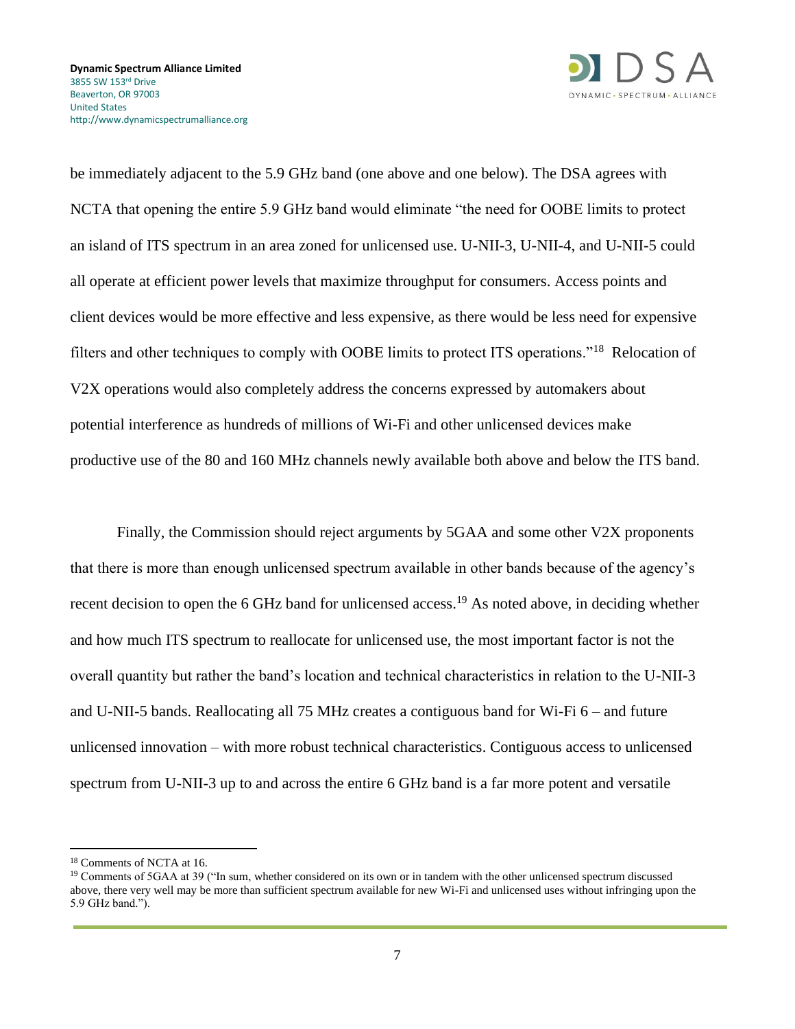be immediately adjacent to the 5.9 GHz band (one above and one below). The DSA agrees with NCTA that opening the entire 5.9 GHz band would eliminate "the need for OOBE limits to protect an island of ITS spectrum in an area zoned for unlicensed use. U-NII-3, U-NII-4, and U-NII-5 could all operate at efficient power levels that maximize throughput for consumers. Access points and client devices would be more effective and less expensive, as there would be less need for expensive filters and other techniques to comply with OOBE limits to protect ITS operations."[18] Relocation of V2X operations would also completely address the concerns expressed by automakers about potential interference as hundreds of millions of Wi-Fi and other unlicensed devices make productive use of the 80 and 160 MHz channels newly available both above and below the ITS band.

Finally, the Commission should reject arguments by 5GAA and some other V2X proponents that there is more than enough unlicensed spectrum available in other bands because of the agency's recent decision to open the 6 GHz band for unlicensed access.[19] As noted above, in deciding whether and how much ITS spectrum to reallocate for unlicensed use, the most important factor is not the overall quantity but rather the band's location and technical characteristics in relation to the U-NII-3 and U-NII-5 bands. Reallocating all 75 MHz creates a contiguous band for Wi-Fi 6 – and future unlicensed innovation – with more robust technical characteristics. Contiguous access to unlicensed spectrum from U-NII-3 up to and across the entire 6 GHz band is a far more potent and versatile

---

[18] Comments of NCTA at 16.

[19] Comments of 5GAA at 39 ("In sum, whether considered on its own or in tandem with the other unlicensed spectrum discussed above, there very well may be more than sufficient spectrum available for new Wi-Fi and unlicensed uses without infringing upon the 5.9 GHz band.").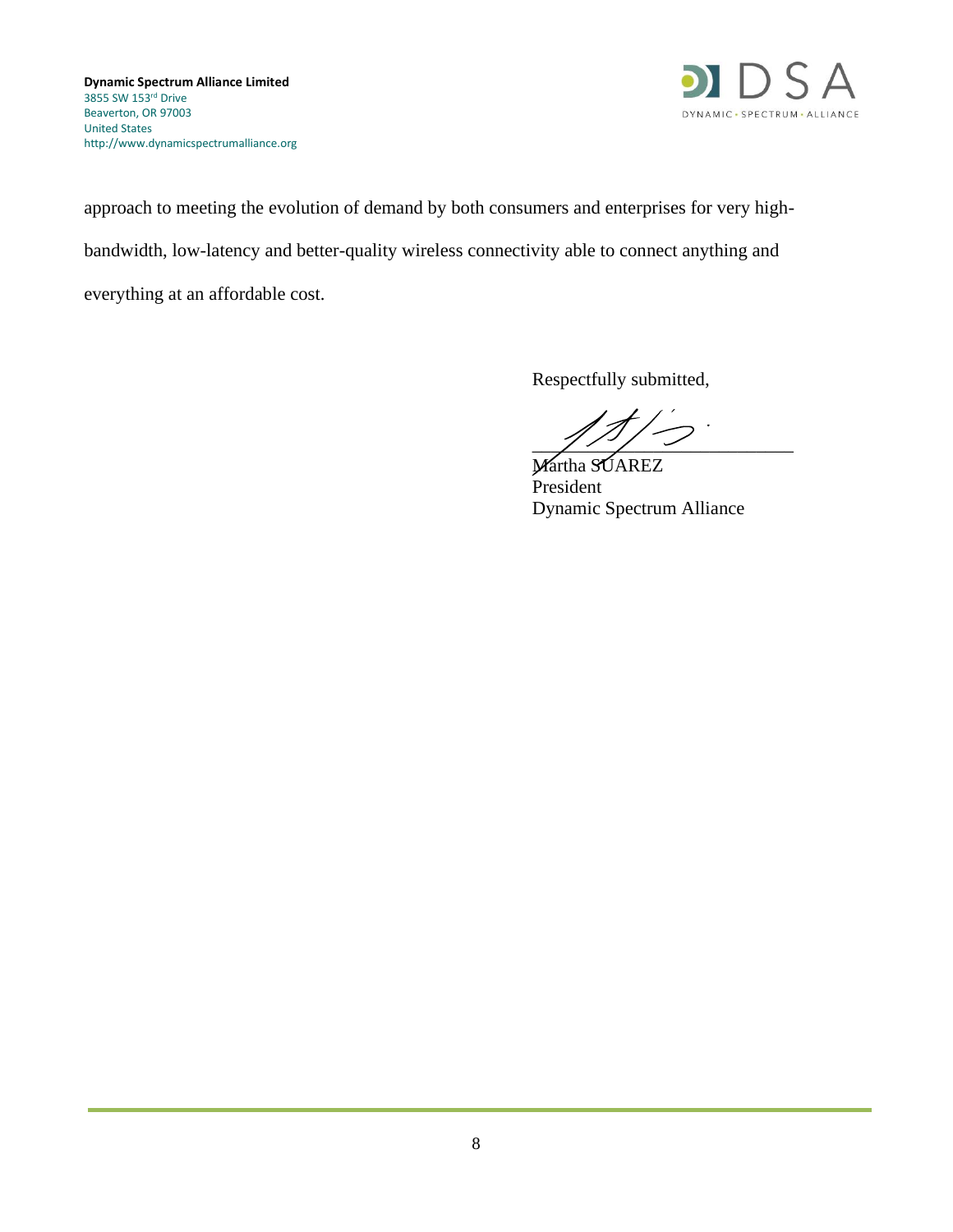approach to meeting the evolution of demand by both consumers and enterprises for very high-bandwidth, low-latency and better-quality wireless connectivity able to connect anything and everything at an affordable cost.

Respectfully submitted,

Martha SUAREZ  
President  
Dynamic Spectrum Alliance